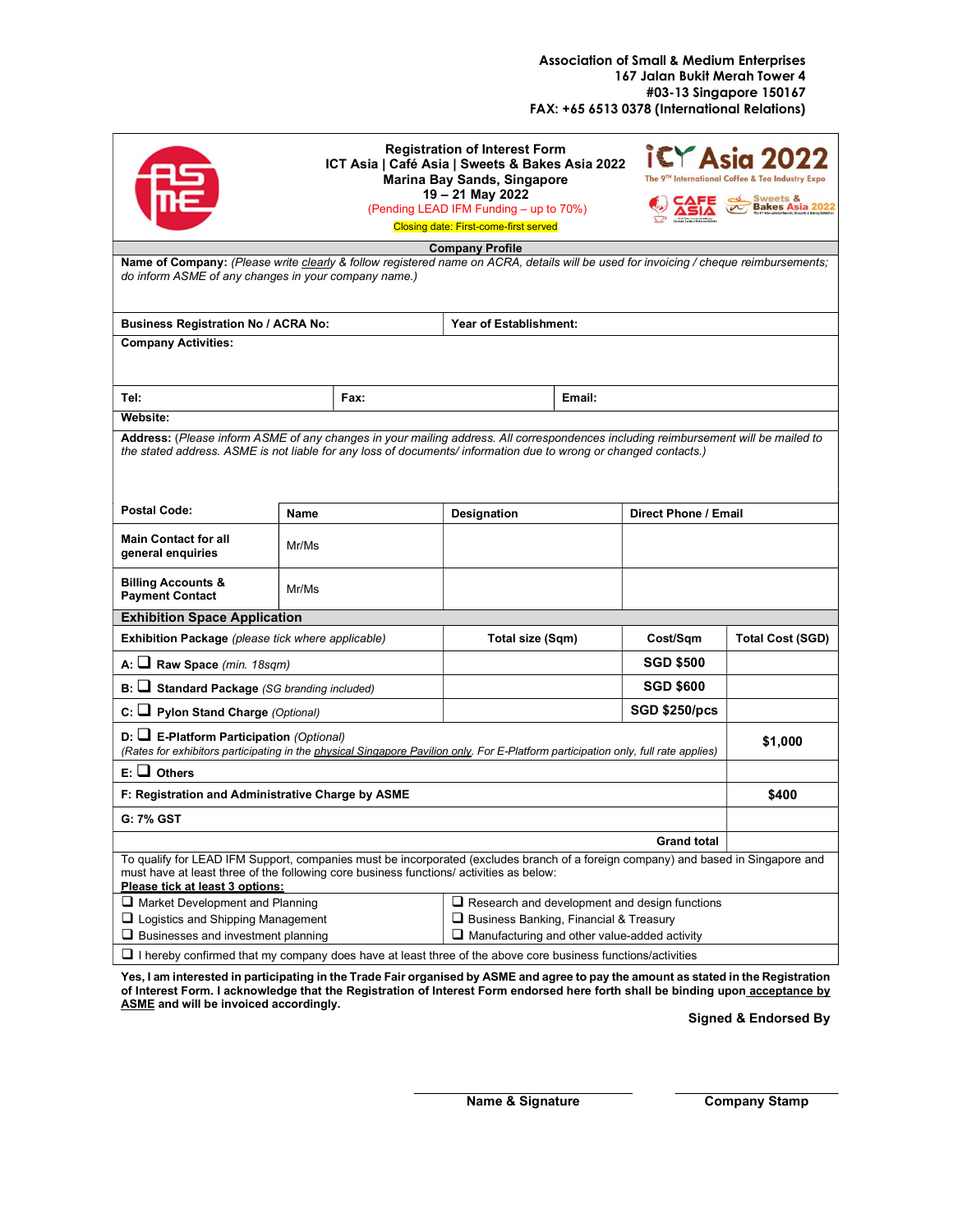**Association of Small & Medium Enterprises**
**167 Jalan Bukit Merah Tower 4**
**#03-13 Singapore 150167**
**FAX: +65 6513 0378 (International Relations)**

**Registration of Interest Form**
**ICT Asia | Café Asia | Sweets & Bakes Asia 2022**
**Marina Bay Sands, Singapore**
**19 – 21 May 2022**
(Pending LEAD IFM Funding – up to 70%)
Closing date: First-come-first served

**Company Profile**

**Name of Company:** *(Please write clearly & follow registered name on ACRA, details will be used for invoicing / cheque reimbursements; do inform ASME of any changes in your company name.)*

| | |
|---|---|
| **Business Registration No / ACRA No:** | **Year of Establishment:** |

**Company Activities:**

| | | |
|---|---|---|
| **Tel:** | **Fax:** | **Email:** |

**Website:**

**Address:** *(Please inform ASME of any changes in your mailing address. All correspondences including reimbursement will be mailed to the stated address. ASME is not liable for any loss of documents/ information due to wrong or changed contacts.)*

| **Postal Code:** | **Name** | **Designation** | **Direct Phone / Email** |
|---|---|---|---|
| **Main Contact for all general enquiries** | Mr/Ms | | |
| **Billing Accounts & Payment Contact** | Mr/Ms | | |

**Exhibition Space Application**

| **Exhibition Package** *(please tick where applicable)* | **Total size (Sqm)** | **Cost/Sqm** | **Total Cost (SGD)** |
|---|---|---|---|
| A: ❑ **Raw Space** *(min. 18sqm)* | | **SGD $500** | |
| B: ❑ **Standard Package** *(SG branding included)* | | **SGD $600** | |
| C: ❑ **Pylon Stand Charge** *(Optional)* | | **SGD $250/pcs** | |
| D: ❑ **E-Platform Participation** *(Optional)* *(Rates for exhibitors participating in the physical Singapore Pavilion only. For E-Platform participation only, full rate applies)* | | | **$1,000** |
| E: ❑ **Others** | | | |
| **F: Registration and Administrative Charge by ASME** | | | **$400** |
| **G: 7% GST** | | | |
| | | **Grand total** | |

To qualify for LEAD IFM Support, companies must be incorporated (excludes branch of a foreign company) and based in Singapore and must have at least three of the following core business functions/ activities as below:
**Please tick at least 3 options:**

- ❑ Market Development and Planning
- ❑ Logistics and Shipping Management
- ❑ Businesses and investment planning
- ❑ Research and development and design functions
- ❑ Business Banking, Financial & Treasury
- ❑ Manufacturing and other value-added activity

❑ I hereby confirmed that my company does have at least three of the above core business functions/activities

**Yes, I am interested in participating in the Trade Fair organised by ASME and agree to pay the amount as stated in the Registration of Interest Form. I acknowledge that the Registration of Interest Form endorsed here forth shall be binding upon acceptance by ASME and will be invoiced accordingly.**

**Signed & Endorsed By**

**Name & Signature** **Company Stamp**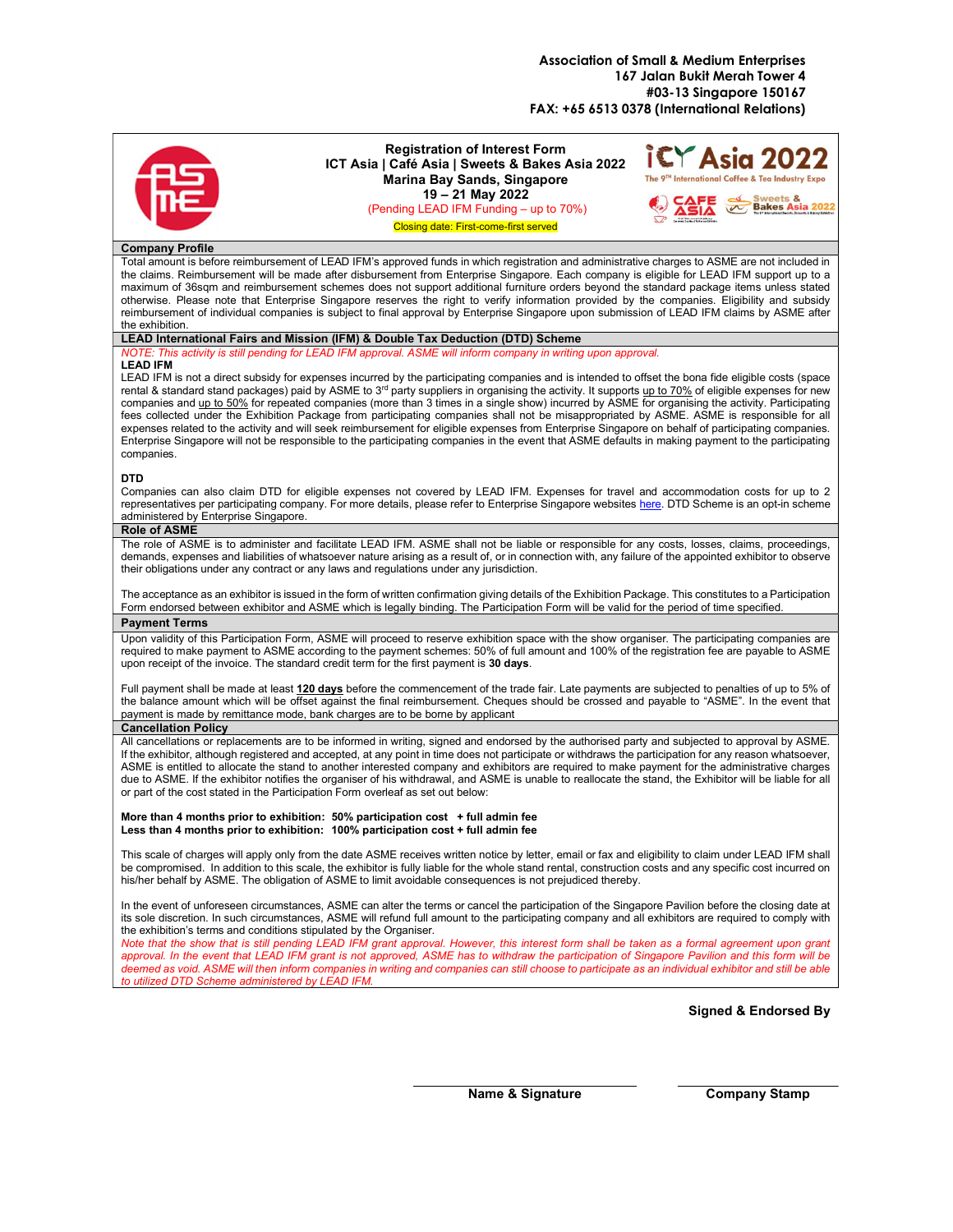**Association of Small & Medium Enterprises**
**167 Jalan Bukit Merah Tower 4**
**#03-13 Singapore 150167**
**FAX: +65 6513 0378 (International Relations)**

# Registration of Interest Form
## ICT Asia | Café Asia | Sweets & Bakes Asia 2022
## Marina Bay Sands, Singapore
## 19 – 21 May 2022

(Pending LEAD IFM Funding – up to 70%)

Closing date: First-come-first served

### Company Profile

Total amount is before reimbursement of LEAD IFM's approved funds in which registration and administrative charges to ASME are not included in the claims. Reimbursement will be made after disbursement from Enterprise Singapore. Each company is eligible for LEAD IFM support up to a maximum of 36sqm and reimbursement schemes does not support additional furniture orders beyond the standard package items unless stated otherwise. Please note that Enterprise Singapore reserves the right to verify information provided by the companies. Eligibility and subsidy reimbursement of individual companies is subject to final approval by Enterprise Singapore upon submission of LEAD IFM claims by ASME after the exhibition.

### LEAD International Fairs and Mission (IFM) & Double Tax Deduction (DTD) Scheme

*NOTE: This activity is still pending for LEAD IFM approval. ASME will inform company in writing upon approval.*

**LEAD IFM**

LEAD IFM is not a direct subsidy for expenses incurred by the participating companies and is intended to offset the bona fide eligible costs (space rental & standard stand packages) paid by ASME to 3rd party suppliers in organising the activity. It supports up to 70% of eligible expenses for new companies and up to 50% for repeated companies (more than 3 times in a single show) incurred by ASME for organising the activity. Participating fees collected under the Exhibition Package from participating companies shall not be misappropriated by ASME. ASME is responsible for all expenses related to the activity and will seek reimbursement for eligible expenses from Enterprise Singapore on behalf of participating companies. Enterprise Singapore will not be responsible to the participating companies in the event that ASME defaults in making payment to the participating companies.

**DTD**

Companies can also claim DTD for eligible expenses not covered by LEAD IFM. Expenses for travel and accommodation costs for up to 2 representatives per participating company. For more details, please refer to Enterprise Singapore websites here. DTD Scheme is an opt-in scheme administered by Enterprise Singapore.

### Role of ASME

The role of ASME is to administer and facilitate LEAD IFM. ASME shall not be liable or responsible for any costs, losses, claims, proceedings, demands, expenses and liabilities of whatsoever nature arising as a result of, or in connection with, any failure of the appointed exhibitor to observe their obligations under any contract or any laws and regulations under any jurisdiction.

The acceptance as an exhibitor is issued in the form of written confirmation giving details of the Exhibition Package. This constitutes to a Participation Form endorsed between exhibitor and ASME which is legally binding. The Participation Form will be valid for the period of time specified.

### Payment Terms

Upon validity of this Participation Form, ASME will proceed to reserve exhibition space with the show organiser. The participating companies are required to make payment to ASME according to the payment schemes: 50% of full amount and 100% of the registration fee are payable to ASME upon receipt of the invoice. The standard credit term for the first payment is **30 days**.

Full payment shall be made at least **120 days** before the commencement of the trade fair. Late payments are subjected to penalties of up to 5% of the balance amount which will be offset against the final reimbursement. Cheques should be crossed and payable to "ASME". In the event that payment is made by remittance mode, bank charges are to be borne by applicant

### Cancellation Policy

All cancellations or replacements are to be informed in writing, signed and endorsed by the authorised party and subjected to approval by ASME. If the exhibitor, although registered and accepted, at any point in time does not participate or withdraws the participation for any reason whatsoever, ASME is entitled to allocate the stand to another interested company and exhibitors are required to make payment for the administrative charges due to ASME. If the exhibitor notifies the organiser of his withdrawal, and ASME is unable to reallocate the stand, the Exhibitor will be liable for all or part of the cost stated in the Participation Form overleaf as set out below:

**More than 4 months prior to exhibition: 50% participation cost + full admin fee**
**Less than 4 months prior to exhibition: 100% participation cost + full admin fee**

This scale of charges will apply only from the date ASME receives written notice by letter, email or fax and eligibility to claim under LEAD IFM shall be compromised. In addition to this scale, the exhibitor is fully liable for the whole stand rental, construction costs and any specific cost incurred on his/her behalf by ASME. The obligation of ASME to limit avoidable consequences is not prejudiced thereby.

In the event of unforeseen circumstances, ASME can alter the terms or cancel the participation of the Singapore Pavilion before the closing date at its sole discretion. In such circumstances, ASME will refund full amount to the participating company and all exhibitors are required to comply with the exhibition's terms and conditions stipulated by the Organiser.

*Note that the show that is still pending LEAD IFM grant approval. However, this interest form shall be taken as a formal agreement upon grant approval. In the event that LEAD IFM grant is not approved, ASME has to withdraw the participation of Singapore Pavilion and this form will be deemed as void. ASME will then inform companies in writing and companies can still choose to participate as an individual exhibitor and still be able to utilized DTD Scheme administered by LEAD IFM.*

**Signed & Endorsed By**

**Name & Signature** | **Company Stamp**